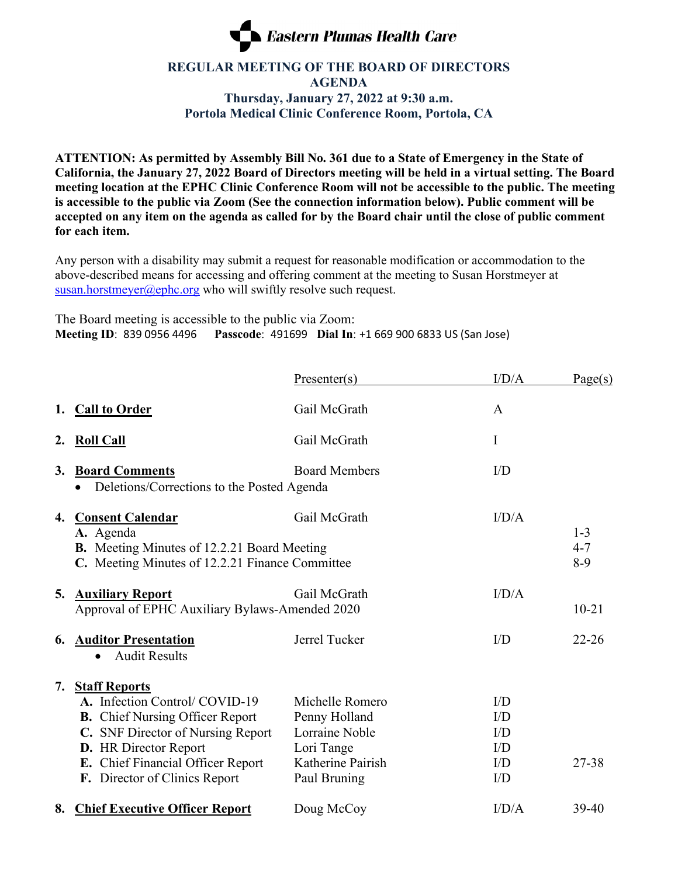**Eastern Plumas Health Care**

# REGULAR MEETING OF THE BOARD OF DIRECTORS
## AGENDA
### Thursday, January 27, 2022 at 9:30 a.m.
### Portola Medical Clinic Conference Room, Portola, CA

**ATTENTION: As permitted by Assembly Bill No. 361 due to a State of Emergency in the State of California, the January 27, 2022 Board of Directors meeting will be held in a virtual setting. The Board meeting location at the EPHC Clinic Conference Room will not be accessible to the public. The meeting is accessible to the public via Zoom (See the connection information below). Public comment will be accepted on any item on the agenda as called for by the Board chair until the close of public comment for each item.**

Any person with a disability may submit a request for reasonable modification or accommodation to the above-described means for accessing and offering comment at the meeting to Susan Horstmeyer at susan.horstmeyer@ephc.org who will swiftly resolve such request.

The Board meeting is accessible to the public via Zoom:
**Meeting ID**: 839 0956 4496 **Passcode**: 491699 **Dial In**: +1 669 900 6833 US (San Jose)

| | Presenter(s) | I/D/A | Page(s) |
|---|---|---|---|
| **1. Call to Order** | Gail McGrath | A | |
| **2. Roll Call** | Gail McGrath | I | |
| **3. Board Comments** | Board Members | I/D | |
| • Deletions/Corrections to the Posted Agenda | | | |
| **4. Consent Calendar** | Gail McGrath | I/D/A | |
| **A.** Agenda | | | 1-3 |
| **B.** Meeting Minutes of 12.2.21 Board Meeting | | | 4-7 |
| **C.** Meeting Minutes of 12.2.21 Finance Committee | | | 8-9 |
| **5. Auxiliary Report** | Gail McGrath | I/D/A | |
| Approval of EPHC Auxiliary Bylaws-Amended 2020 | | | 10-21 |
| **6. Auditor Presentation** | Jerrel Tucker | I/D | 22-26 |
| • Audit Results | | | |
| **7. Staff Reports** | | | |
| **A.** Infection Control/ COVID-19 | Michelle Romero | I/D | |
| **B.** Chief Nursing Officer Report | Penny Holland | I/D | |
| **C.** SNF Director of Nursing Report | Lorraine Noble | I/D | |
| **D.** HR Director Report | Lori Tange | I/D | |
| **E.** Chief Financial Officer Report | Katherine Pairish | I/D | 27-38 |
| **F.** Director of Clinics Report | Paul Bruning | I/D | |
| **8. Chief Executive Officer Report** | Doug McCoy | I/D/A | 39-40 |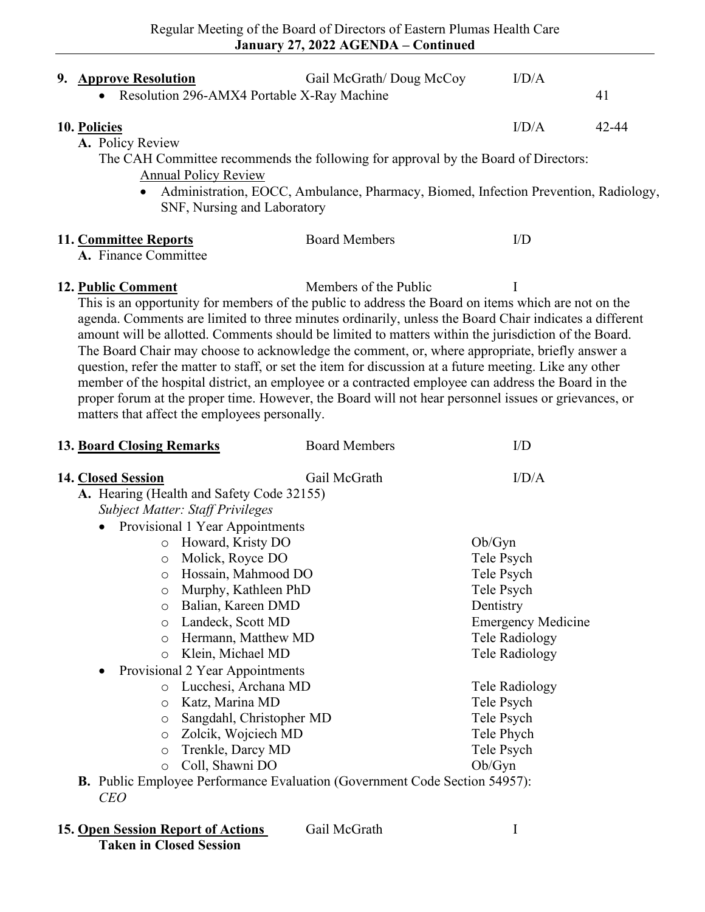**9. Approve Resolution** Gail McGrath/ Doug McCoy I/D/A

- Resolution 296-AMX4 Portable X-Ray Machine 41

**10. Policies** I/D/A 42-44

**A.** Policy Review

The CAH Committee recommends the following for approval by the Board of Directors:

Annual Policy Review

- Administration, EOCC, Ambulance, Pharmacy, Biomed, Infection Prevention, Radiology, SNF, Nursing and Laboratory

**11. Committee Reports** Board Members I/D

**A.** Finance Committee

**12. Public Comment** Members of the Public I

This is an opportunity for members of the public to address the Board on items which are not on the agenda. Comments are limited to three minutes ordinarily, unless the Board Chair indicates a different amount will be allotted. Comments should be limited to matters within the jurisdiction of the Board. The Board Chair may choose to acknowledge the comment, or, where appropriate, briefly answer a question, refer the matter to staff, or set the item for discussion at a future meeting. Like any other member of the hospital district, an employee or a contracted employee can address the Board in the proper forum at the proper time. However, the Board will not hear personnel issues or grievances, or matters that affect the employees personally.

**13. Board Closing Remarks** Board Members I/D

**14. Closed Session** Gail McGrath I/D/A

**A.** Hearing (Health and Safety Code 32155)

*Subject Matter: Staff Privileges*

- Provisional 1 Year Appointments
  - Howard, Kristy DO — Ob/Gyn
  - Molick, Royce DO — Tele Psych
  - Hossain, Mahmood DO — Tele Psych
  - Murphy, Kathleen PhD — Tele Psych
  - Balian, Kareen DMD — Dentistry
  - Landeck, Scott MD — Emergency Medicine
  - Hermann, Matthew MD — Tele Radiology
  - Klein, Michael MD — Tele Radiology
- Provisional 2 Year Appointments
  - Lucchesi, Archana MD — Tele Radiology
  - Katz, Marina MD — Tele Psych
  - Sangdahl, Christopher MD — Tele Psych
  - Zolcik, Wojciech MD — Tele Phych
  - Trenkle, Darcy MD — Tele Psych
  - Coll, Shawni DO — Ob/Gyn

**B.** Public Employee Performance Evaluation (Government Code Section 54957): *CEO*

**15. Open Session Report of Actions Taken in Closed Session** Gail McGrath I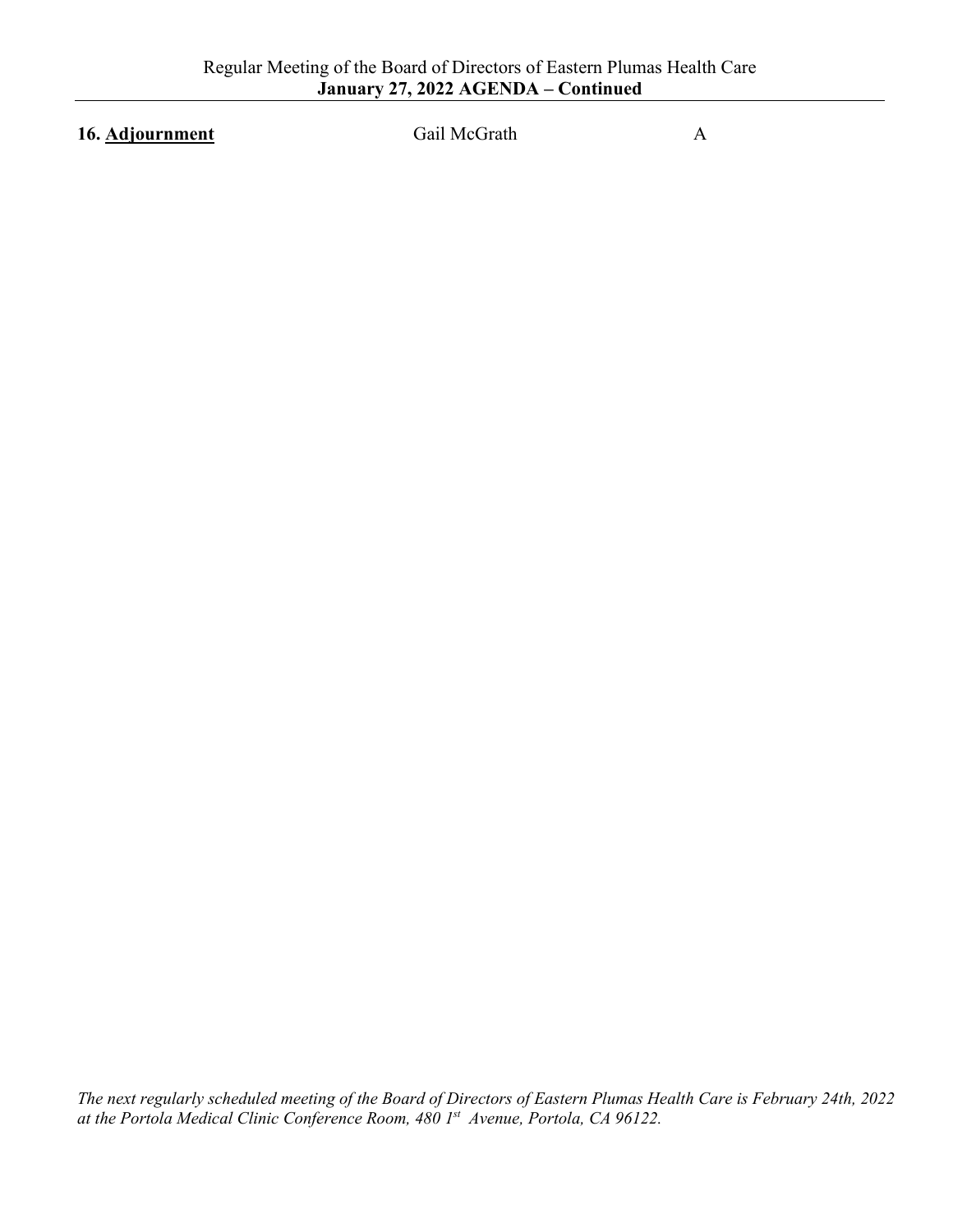**16. Adjournment** Gail McGrath A

*The next regularly scheduled meeting of the Board of Directors of Eastern Plumas Health Care is February 24th, 2022 at the Portola Medical Clinic Conference Room, 480 1st Avenue, Portola, CA 96122.*